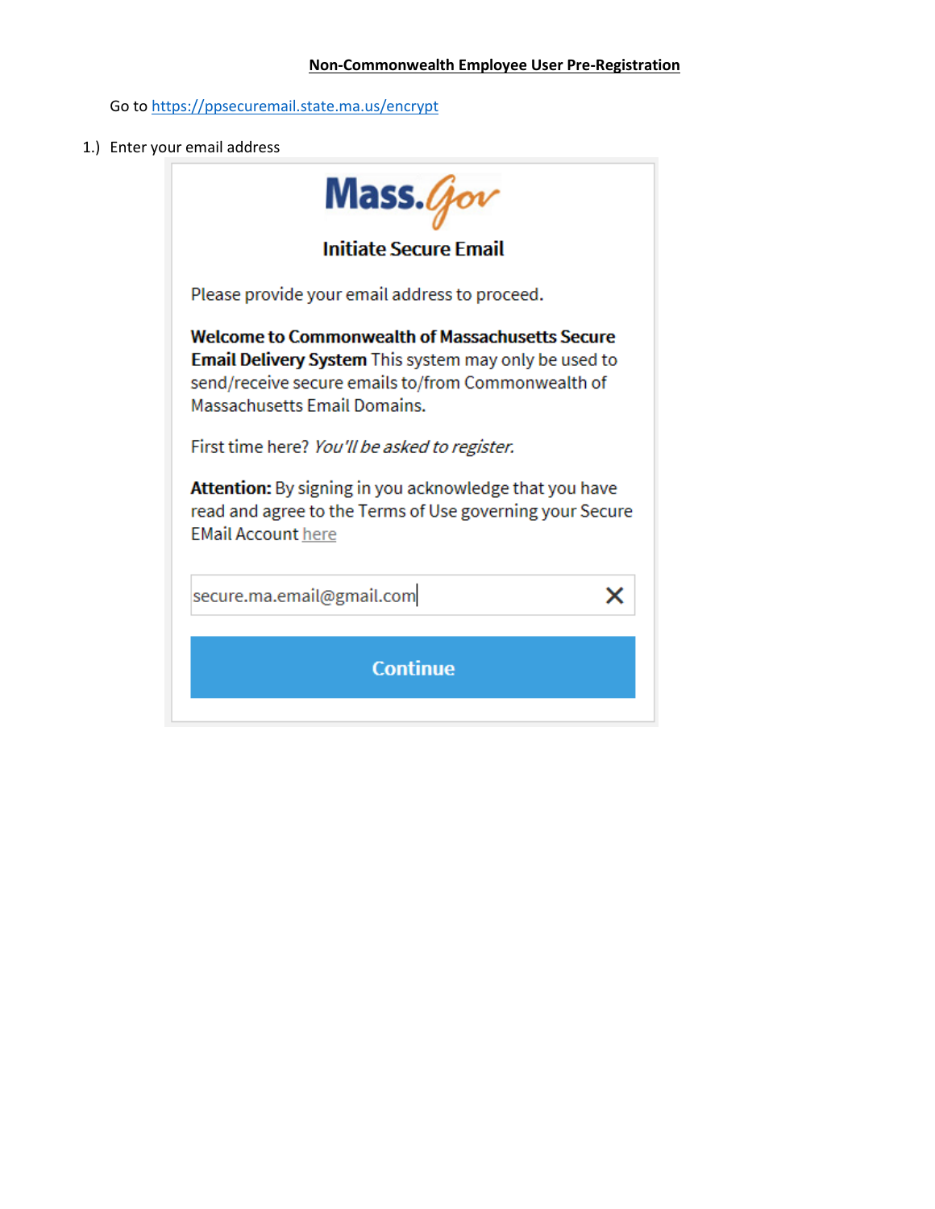**Non-Commonwealth Employee User Pre-Registration**

Go to https://ppsecuremail.state.ma.us/encrypt

1.) Enter your email address

Mass.Gov

**Initiate Secure Email**

Please provide your email address to proceed.

**Welcome to Commonwealth of Massachusetts Secure Email Delivery System** This system may only be used to send/receive secure emails to/from Commonwealth of Massachusetts Email Domains.

First time here? *You'll be asked to register.*

**Attention:** By signing in you acknowledge that you have read and agree to the Terms of Use governing your Secure EMail Account here

secure.ma.email@gmail.com

Continue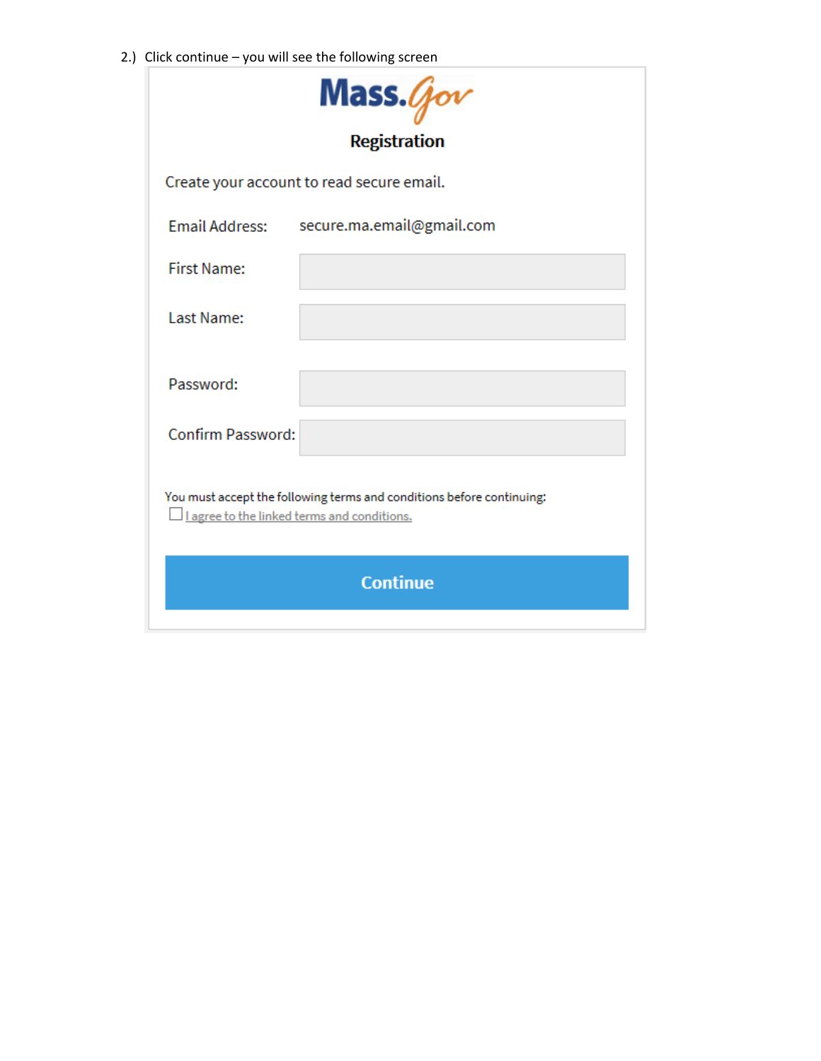2.) Click continue – you will see the following screen

Mass.Gov

**Registration**

Create your account to read secure email.

Email Address: secure.ma.email@gmail.com

First Name:

Last Name:

Password:

Confirm Password:

You must accept the following terms and conditions before continuing:

☐ I agree to the linked terms and conditions.

Continue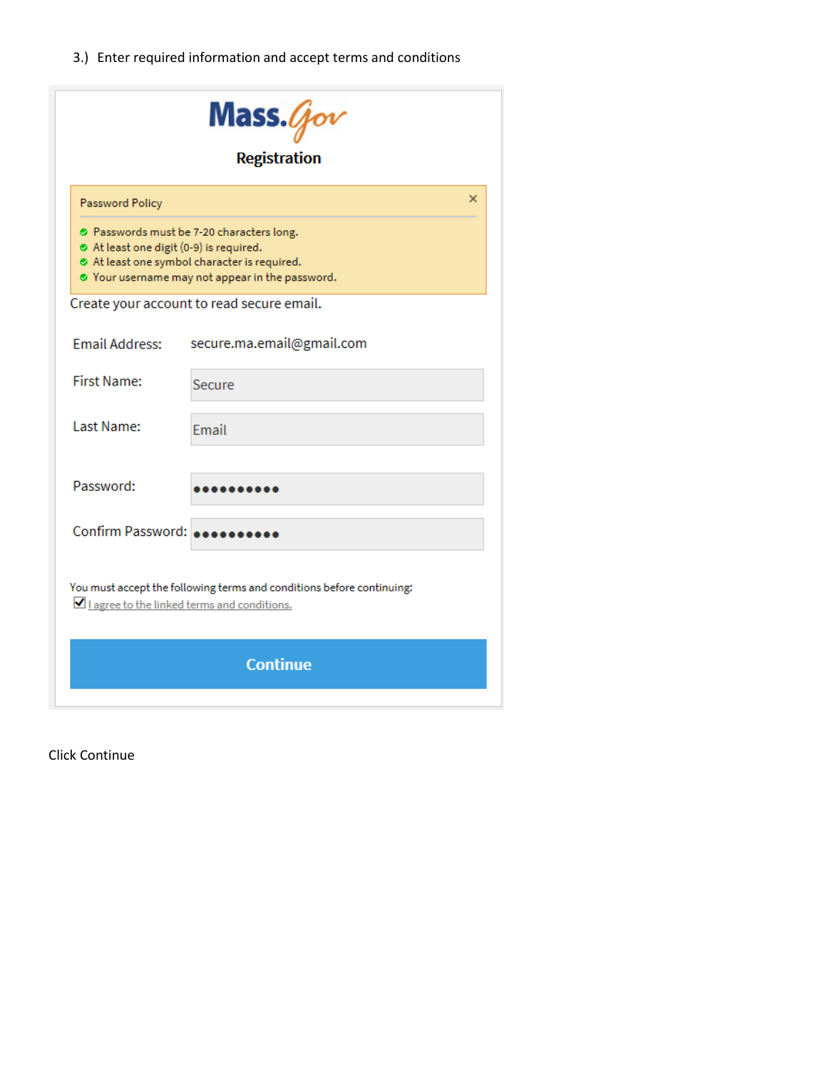3.) Enter required information and accept terms and conditions

**Mass.Gov**

**Registration**

Password Policy ×

- Passwords must be 7-20 characters long.
- At least one digit (0-9) is required.
- At least one symbol character is required.
- Your username may not appear in the password.

Create your account to read secure email.

| | |
|---|---|
| Email Address: | secure.ma.email@gmail.com |
| First Name: | Secure |
| Last Name: | Email |
| Password: | •••••••••• |
| Confirm Password: | •••••••••• |

You must accept the following terms and conditions before continuing:

☑ I agree to the linked terms and conditions.

**Continue**

Click Continue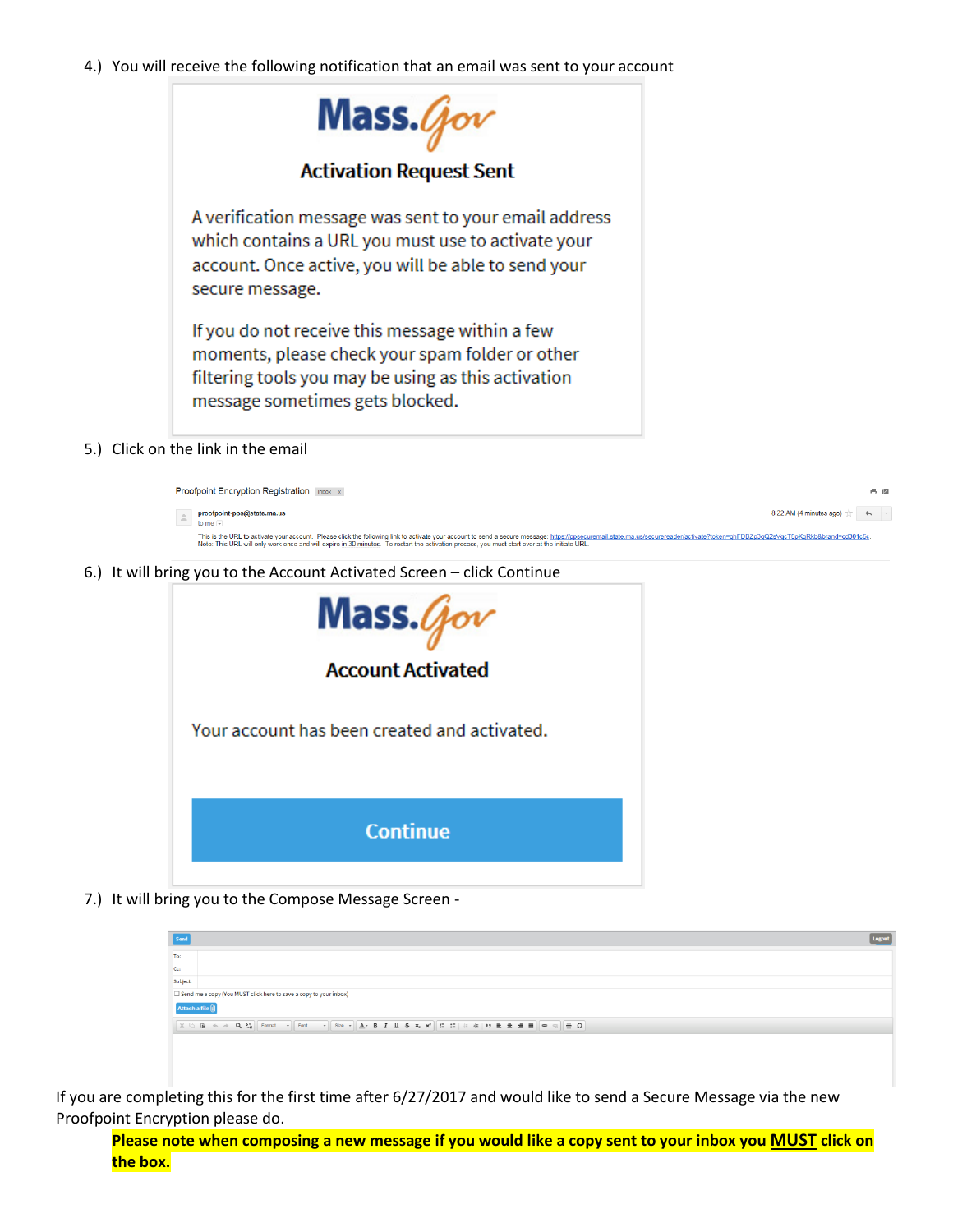4.) You will receive the following notification that an email was sent to your account

Mass.Gov

**Activation Request Sent**

A verification message was sent to your email address which contains a URL you must use to activate your account. Once active, you will be able to send your secure message.

If you do not receive this message within a few moments, please check your spam folder or other filtering tools you may be using as this activation message sometimes gets blocked.

5.) Click on the link in the email

Proofpoint Encryption Registration Inbox x

proofpoint-pps@state.ma.us
to me

8:22 AM (4 minutes ago)

This is the URL to activate your account. Please click the following link to activate your account to send a secure message: https://ppsecuremail.state.ma.us/securereader/activate?token=ghFDBZp3gQ2sVqcT5pKqRkb&brand=cd301c5c
Note: This URL will only work once and will expire in 30 minutes. To restart the activation process, you must start over at the initiate URL.

6.) It will bring you to the Account Activated Screen – click Continue

Mass.Gov

**Account Activated**

Your account has been created and activated.

Continue

7.) It will bring you to the Compose Message Screen -

Send | Logout

To:

Cc:

Subject:

☐ Send me a copy (You MUST click here to save a copy to your inbox)

Attach a file

If you are completing this for the first time after 6/27/2017 and would like to send a Secure Message via the new Proofpoint Encryption please do.

**Please note when composing a new message if you would like a copy sent to your inbox you <u>MUST</u> click on the box.**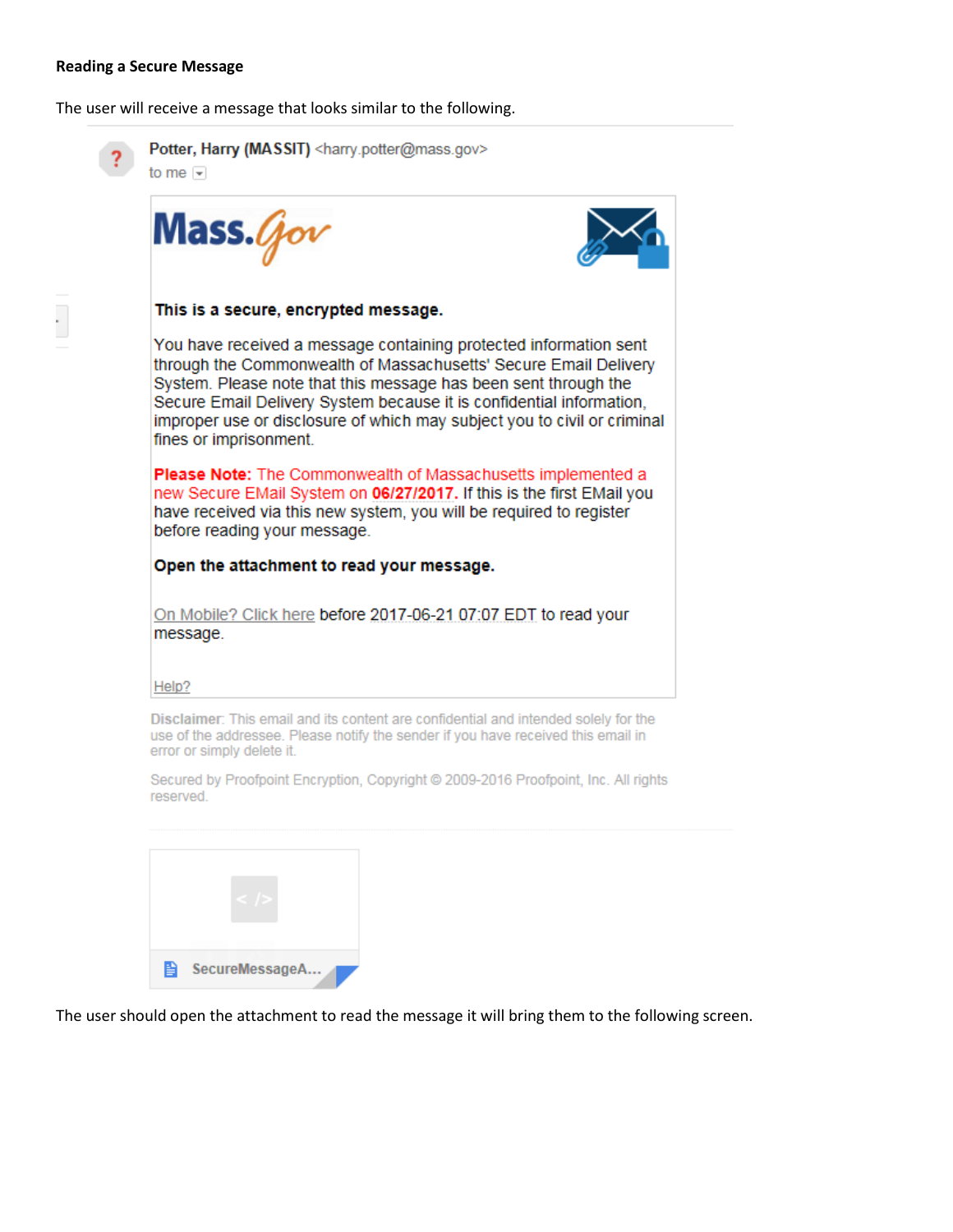**Reading a Secure Message**

The user will receive a message that looks similar to the following.

Potter, Harry (MASSIT) <harry.potter@mass.gov>
to me

Mass.Gov

**This is a secure, encrypted message.**

You have received a message containing protected information sent through the Commonwealth of Massachusetts' Secure Email Delivery System. Please note that this message has been sent through the Secure Email Delivery System because it is confidential information, improper use or disclosure of which may subject you to civil or criminal fines or imprisonment.

**Please Note:** The Commonwealth of Massachusetts implemented a new Secure EMail System on **06/27/2017.** If this is the first EMail you have received via this new system, you will be required to register before reading your message.

**Open the attachment to read your message.**

On Mobile? Click here before 2017-06-21 07:07 EDT to read your message.

Help?

Disclaimer: This email and its content are confidential and intended solely for the use of the addressee. Please notify the sender if you have received this email in error or simply delete it.

Secured by Proofpoint Encryption, Copyright © 2009-2016 Proofpoint, Inc. All rights reserved.

SecureMessageA...

The user should open the attachment to read the message it will bring them to the following screen.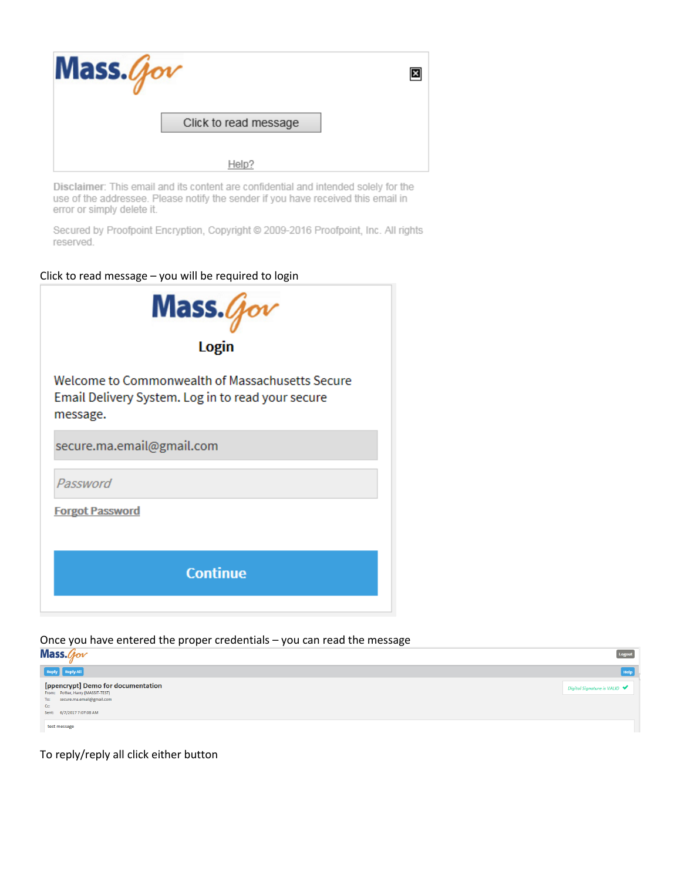Mass.Gov

Click to read message

Help?

Disclaimer: This email and its content are confidential and intended solely for the use of the addressee. Please notify the sender if you have received this email in error or simply delete it.

Secured by Proofpoint Encryption, Copyright © 2009-2016 Proofpoint, Inc. All rights reserved.

Click to read message – you will be required to login

Mass.Gov

**Login**

Welcome to Commonwealth of Massachusetts Secure Email Delivery System. Log in to read your secure message.

secure.ma.email@gmail.com

Password

Forgot Password

Continue

Once you have entered the proper credentials – you can read the message

Mass.Gov

Logout

Reply | Reply All

Help

**[ppencrypt] Demo for documentation**

From: Potter, Harry (MASSIT-TEST)

To: secure.ma.email@gmail.com

Cc:

Sent: 6/7/2017 7:07:08 AM

Digital Signature is VALID ✔

test message

To reply/reply all click either button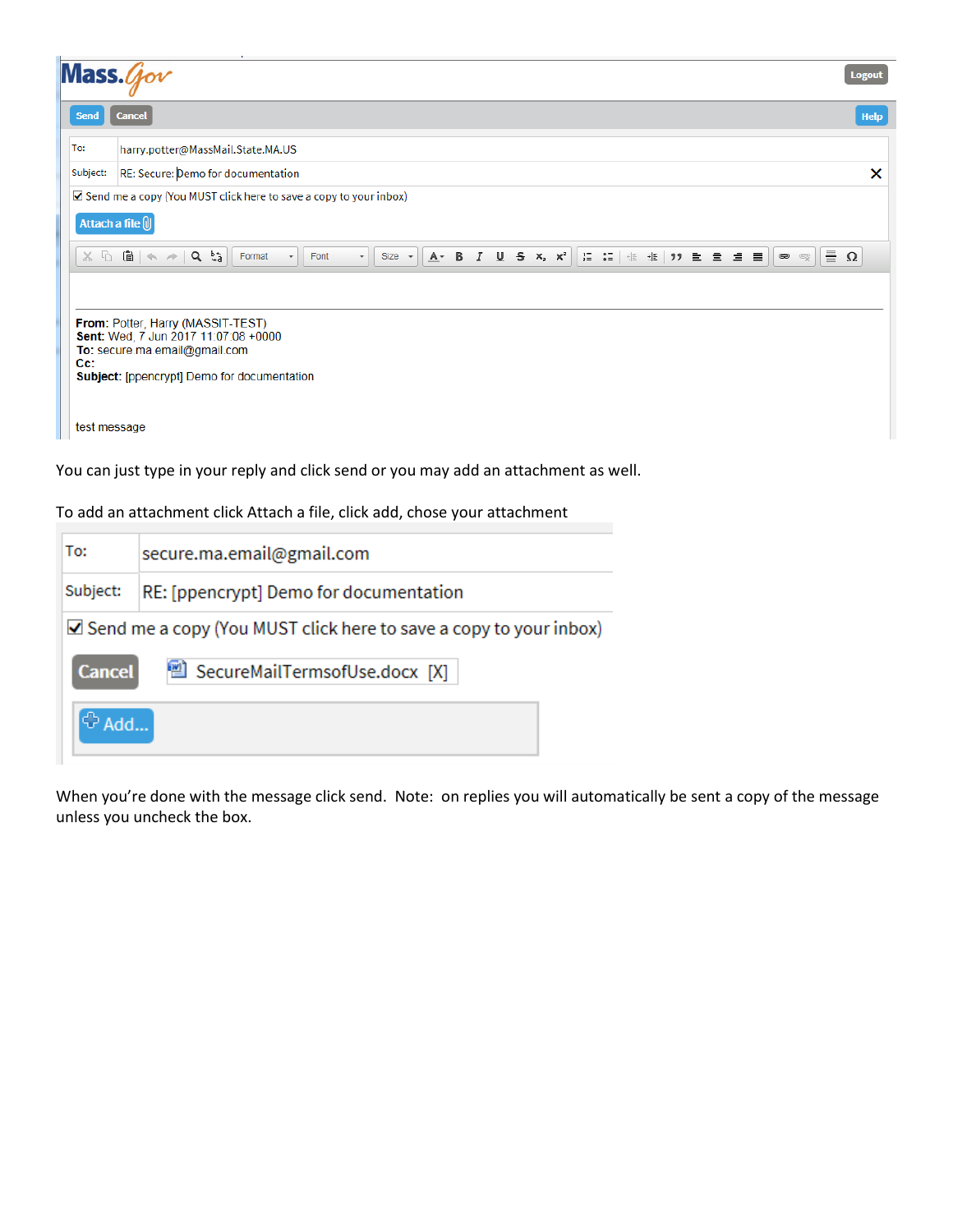You can just type in your reply and click send or you may add an attachment as well.

To add an attachment click Attach a file, click add, chose your attachment

When you're done with the message click send. Note: on replies you will automatically be sent a copy of the message unless you uncheck the box.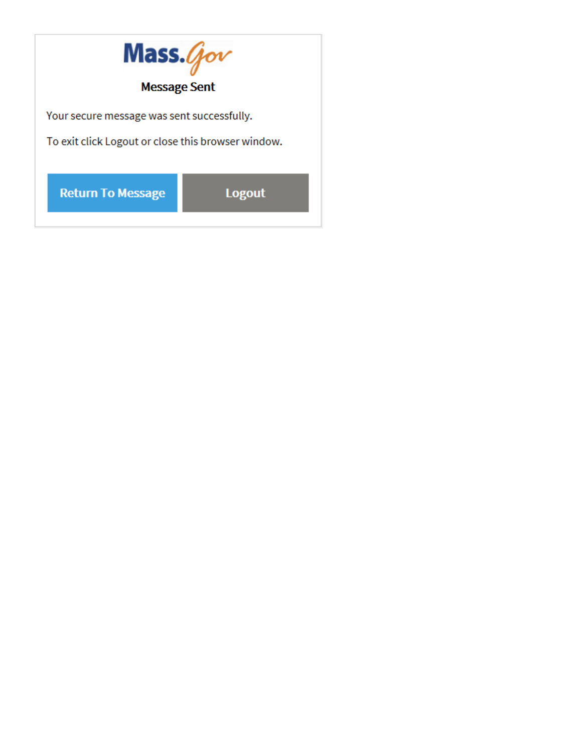Mass.Gov

**Message Sent**

Your secure message was sent successfully.

To exit click Logout or close this browser window.

Return To Message

Logout